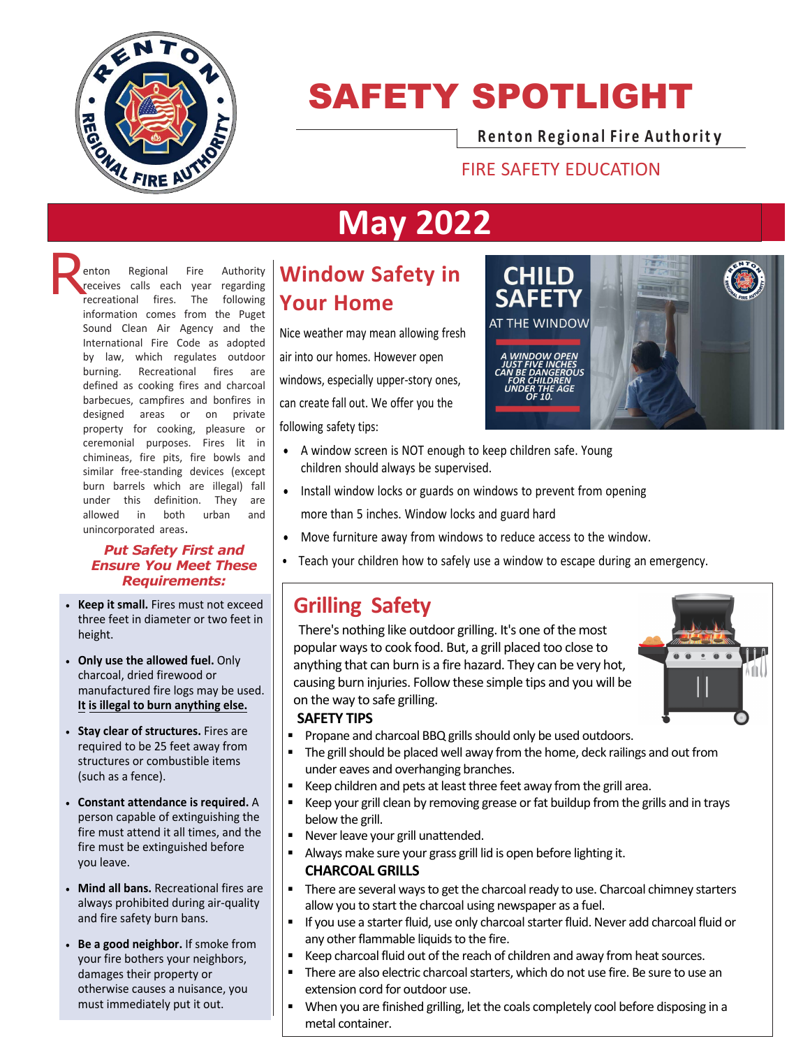# SAFETY SPOTLIGHT

**Renton Regional Fire Authority**

FIRE SAFETY EDUCATION

# May 2022

Renton Regional Fire Authority receives calls each year regarding recreational fires. The following information comes from the Puget Sound Clean Air Agency and the International Fire Code as adopted by law, which regulates outdoor burning. Recreational fires are defined as cooking fires and charcoal barbecues, campfires and bonfires in designed areas or on private property for cooking, pleasure or ceremonial purposes. Fires lit in chimineas, fire pits, fire bowls and similar free-standing devices (except burn barrels which are illegal) fall under this definition. They are allowed in both urban and unincorporated areas.

***Put Safety First and Ensure You Meet These Requirements:***

- **Keep it small.** Fires must not exceed three feet in diameter or two feet in height.
- **Only use the allowed fuel.** Only charcoal, dried firewood or manufactured fire logs may be used. **<u>It is illegal to burn anything else.</u>**
- **Stay clear of structures.** Fires are required to be 25 feet away from structures or combustible items (such as a fence).
- **Constant attendance is required.** A person capable of extinguishing the fire must attend it all times, and the fire must be extinguished before you leave.
- **Mind all bans.** Recreational fires are always prohibited during air-quality and fire safety burn bans.
- **Be a good neighbor.** If smoke from your fire bothers your neighbors, damages their property or otherwise causes a nuisance, you must immediately put it out.

## Window Safety in Your Home

Nice weather may mean allowing fresh air into our homes. However open windows, especially upper-story ones, can create fall out. We offer you the following safety tips:

CHILD SAFETY AT THE WINDOW

*A WINDOW OPEN JUST FIVE INCHES CAN BE DANGEROUS FOR CHILDREN UNDER THE AGE OF 10.*

- A window screen is NOT enough to keep children safe. Young children should always be supervised.
- Install window locks or guards on windows to prevent from opening more than 5 inches. Window locks and guard hard
- Move furniture away from windows to reduce access to the window.
- Teach your children how to safely use a window to escape during an emergency.

## Grilling Safety

There's nothing like outdoor grilling. It's one of the most popular ways to cook food. But, a grill placed too close to anything that can burn is a fire hazard. They can be very hot, causing burn injuries. Follow these simple tips and you will be on the way to safe grilling.

**SAFETY TIPS**

- Propane and charcoal BBQ grills should only be used outdoors.
- The grill should be placed well away from the home, deck railings and out from under eaves and overhanging branches.
- Keep children and pets at least three feet away from the grill area.
- Keep your grill clean by removing grease or fat buildup from the grills and in trays below the grill.
- Never leave your grill unattended.
- Always make sure your grass grill lid is open before lighting it.

**CHARCOAL GRILLS**

- There are several ways to get the charcoal ready to use. Charcoal chimney starters allow you to start the charcoal using newspaper as a fuel.
- If you use a starter fluid, use only charcoal starter fluid. Never add charcoal fluid or any other flammable liquids to the fire.
- Keep charcoal fluid out of the reach of children and away from heat sources.
- There are also electric charcoal starters, which do not use fire. Be sure to use an extension cord for outdoor use.
- When you are finished grilling, let the coals completely cool before disposing in a metal container.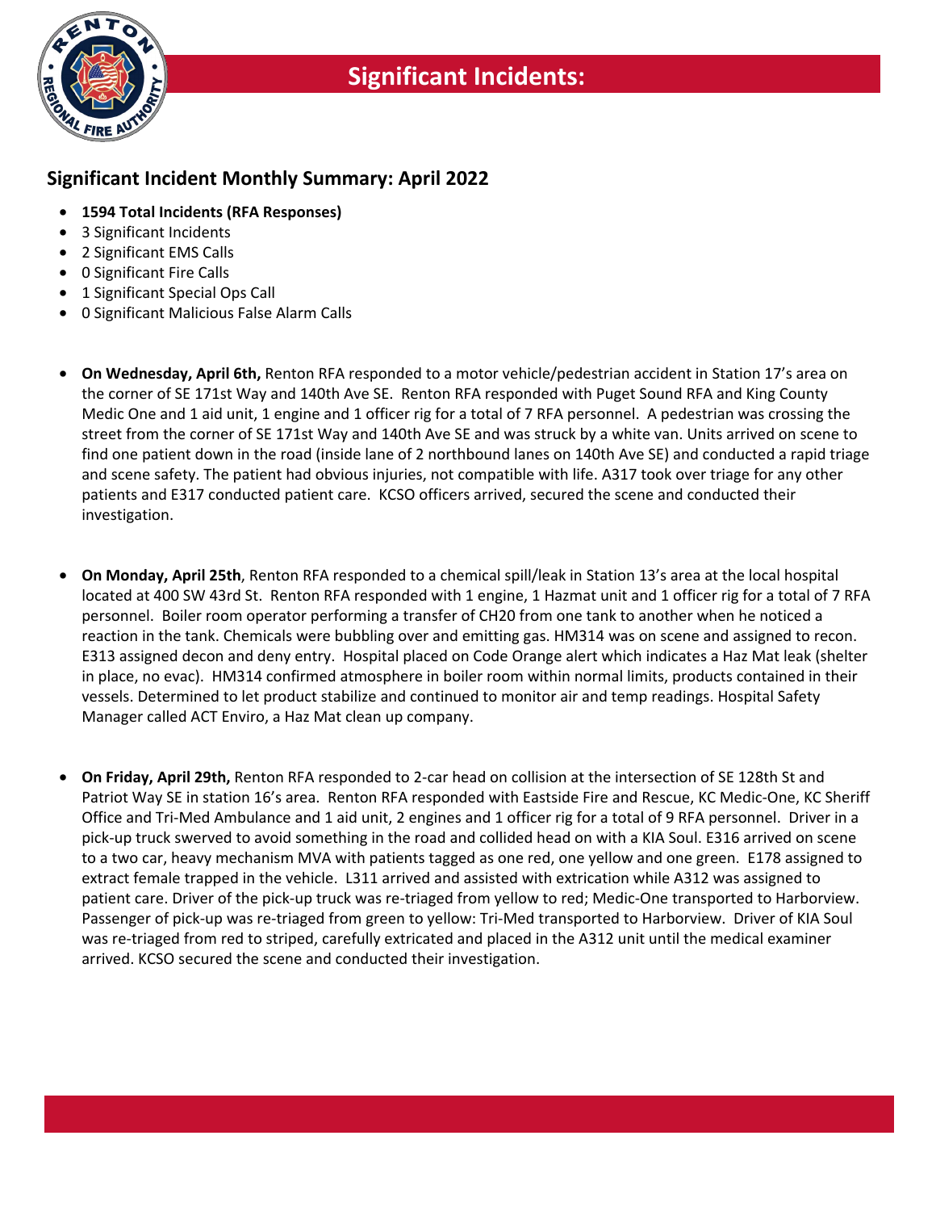# Significant Incidents:

## Significant Incident Monthly Summary: April 2022

- **1594 Total Incidents (RFA Responses)**
- 3 Significant Incidents
- 2 Significant EMS Calls
- 0 Significant Fire Calls
- 1 Significant Special Ops Call
- 0 Significant Malicious False Alarm Calls

- **On Wednesday, April 6th,** Renton RFA responded to a motor vehicle/pedestrian accident in Station 17's area on the corner of SE 171st Way and 140th Ave SE. Renton RFA responded with Puget Sound RFA and King County Medic One and 1 aid unit, 1 engine and 1 officer rig for a total of 7 RFA personnel. A pedestrian was crossing the street from the corner of SE 171st Way and 140th Ave SE and was struck by a white van. Units arrived on scene to find one patient down in the road (inside lane of 2 northbound lanes on 140th Ave SE) and conducted a rapid triage and scene safety. The patient had obvious injuries, not compatible with life. A317 took over triage for any other patients and E317 conducted patient care. KCSO officers arrived, secured the scene and conducted their investigation.

- **On Monday, April 25th**, Renton RFA responded to a chemical spill/leak in Station 13's area at the local hospital located at 400 SW 43rd St. Renton RFA responded with 1 engine, 1 Hazmat unit and 1 officer rig for a total of 7 RFA personnel. Boiler room operator performing a transfer of CH20 from one tank to another when he noticed a reaction in the tank. Chemicals were bubbling over and emitting gas. HM314 was on scene and assigned to recon. E313 assigned decon and deny entry. Hospital placed on Code Orange alert which indicates a Haz Mat leak (shelter in place, no evac). HM314 confirmed atmosphere in boiler room within normal limits, products contained in their vessels. Determined to let product stabilize and continued to monitor air and temp readings. Hospital Safety Manager called ACT Enviro, a Haz Mat clean up company.

- **On Friday, April 29th,** Renton RFA responded to 2-car head on collision at the intersection of SE 128th St and Patriot Way SE in station 16's area. Renton RFA responded with Eastside Fire and Rescue, KC Medic-One, KC Sheriff Office and Tri-Med Ambulance and 1 aid unit, 2 engines and 1 officer rig for a total of 9 RFA personnel. Driver in a pick-up truck swerved to avoid something in the road and collided head on with a KIA Soul. E316 arrived on scene to a two car, heavy mechanism MVA with patients tagged as one red, one yellow and one green. E178 assigned to extract female trapped in the vehicle. L311 arrived and assisted with extrication while A312 was assigned to patient care. Driver of the pick-up truck was re-triaged from yellow to red; Medic-One transported to Harborview. Passenger of pick-up was re-triaged from green to yellow: Tri-Med transported to Harborview. Driver of KIA Soul was re-triaged from red to striped, carefully extricated and placed in the A312 unit until the medical examiner arrived. KCSO secured the scene and conducted their investigation.